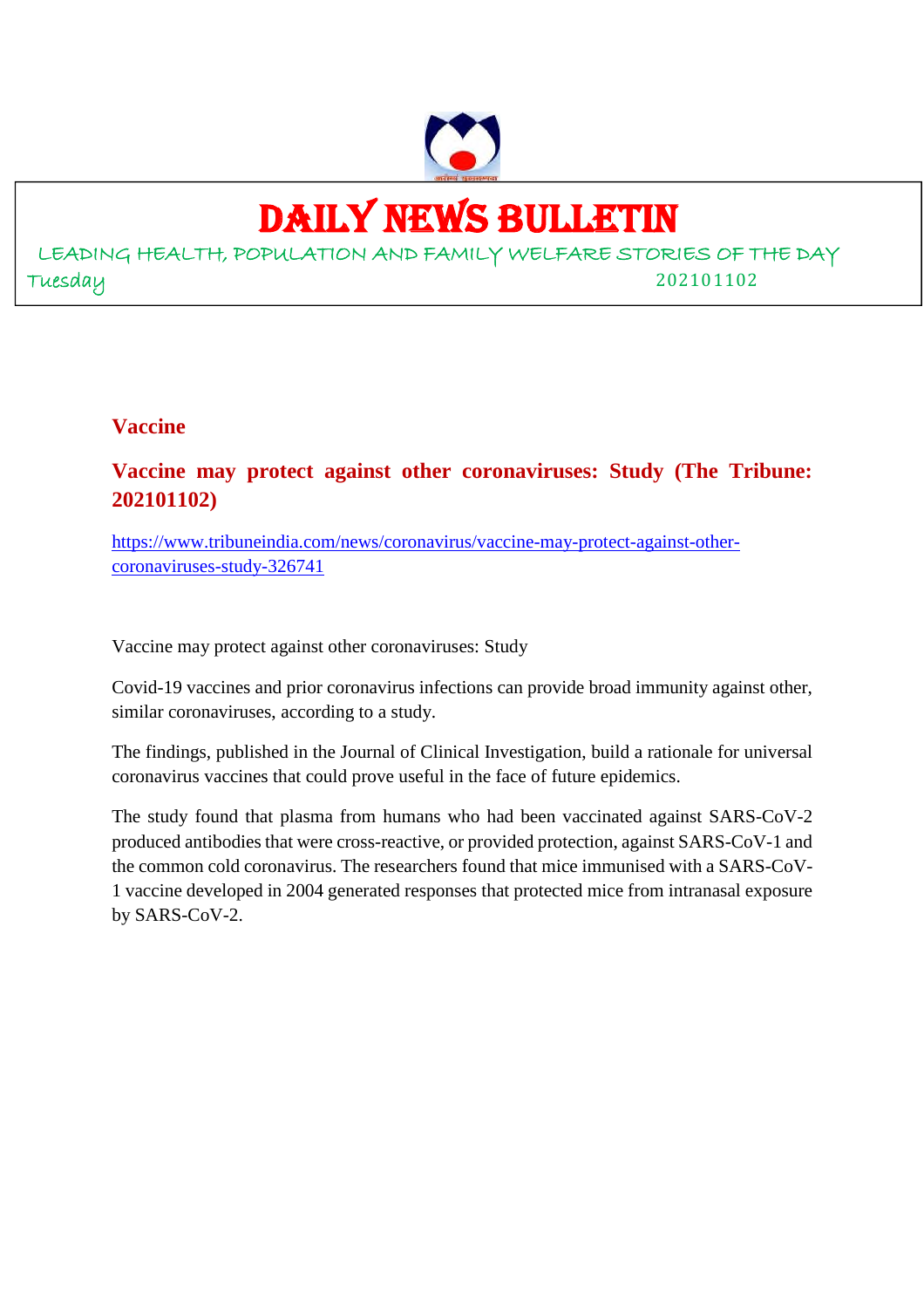# DAILY NEWS BULLETIN

LEADING HEALTH, POPULATION AND FAMILY WELFARE STORIES OF THE DAY

Tuesday 202101102

## Vaccine

### Vaccine may protect against other coronaviruses: Study (The Tribune: 202101102)

https://www.tribuneindia.com/news/coronavirus/vaccine-may-protect-against-other-coronaviruses-study-326741

Vaccine may protect against other coronaviruses: Study

Covid-19 vaccines and prior coronavirus infections can provide broad immunity against other, similar coronaviruses, according to a study.

The findings, published in the Journal of Clinical Investigation, build a rationale for universal coronavirus vaccines that could prove useful in the face of future epidemics.

The study found that plasma from humans who had been vaccinated against SARS-CoV-2 produced antibodies that were cross-reactive, or provided protection, against SARS-CoV-1 and the common cold coronavirus. The researchers found that mice immunised with a SARS-CoV-1 vaccine developed in 2004 generated responses that protected mice from intranasal exposure by SARS-CoV-2.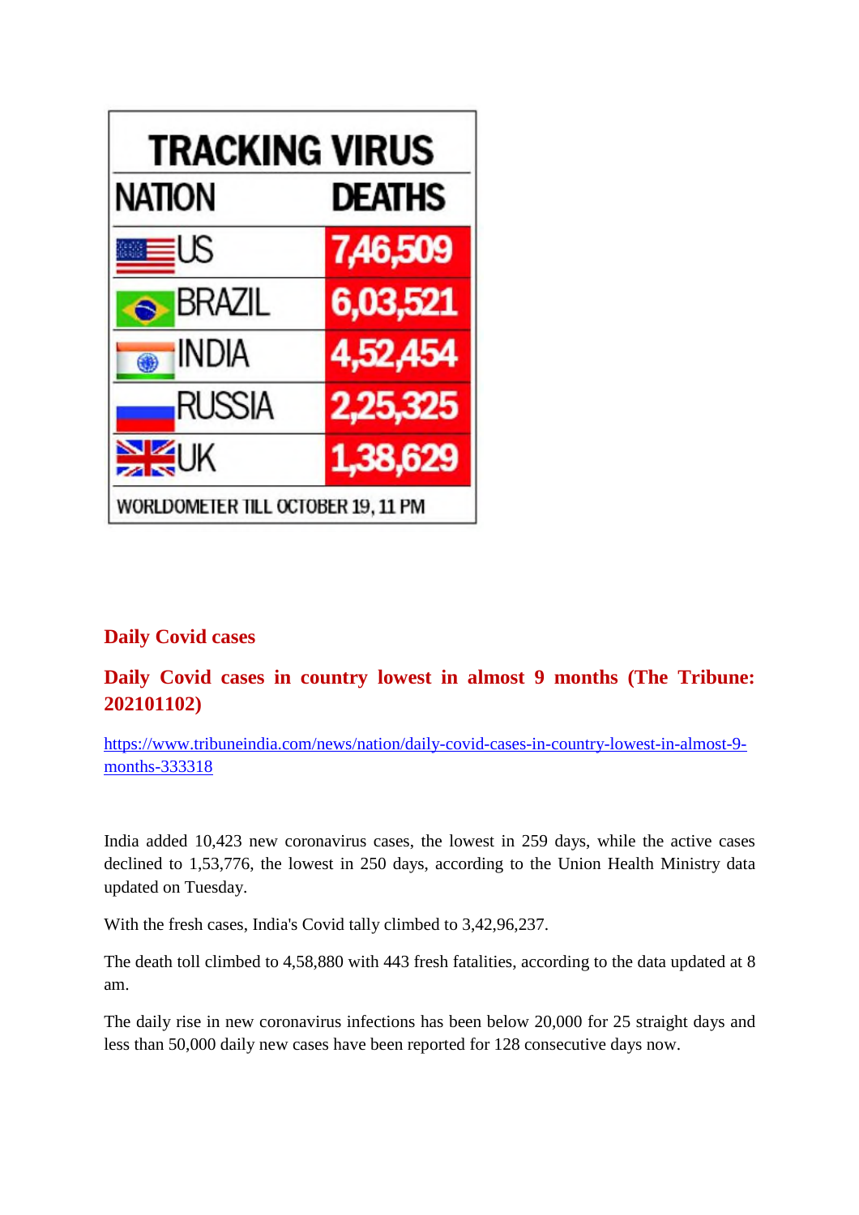**TRACKING VIRUS**

| NATION | DEATHS |
| --- | --- |
| US | 7,46,509 |
| BRAZIL | 6,03,521 |
| INDIA | 4,52,454 |
| RUSSIA | 2,25,325 |
| UK | 1,38,629 |

WORLDOMETER TILL OCTOBER 19, 11 PM

## Daily Covid cases

## Daily Covid cases in country lowest in almost 9 months (The Tribune: 202101102)

https://www.tribuneindia.com/news/nation/daily-covid-cases-in-country-lowest-in-almost-9-months-333318

India added 10,423 new coronavirus cases, the lowest in 259 days, while the active cases declined to 1,53,776, the lowest in 250 days, according to the Union Health Ministry data updated on Tuesday.

With the fresh cases, India's Covid tally climbed to 3,42,96,237.

The death toll climbed to 4,58,880 with 443 fresh fatalities, according to the data updated at 8 am.

The daily rise in new coronavirus infections has been below 20,000 for 25 straight days and less than 50,000 daily new cases have been reported for 128 consecutive days now.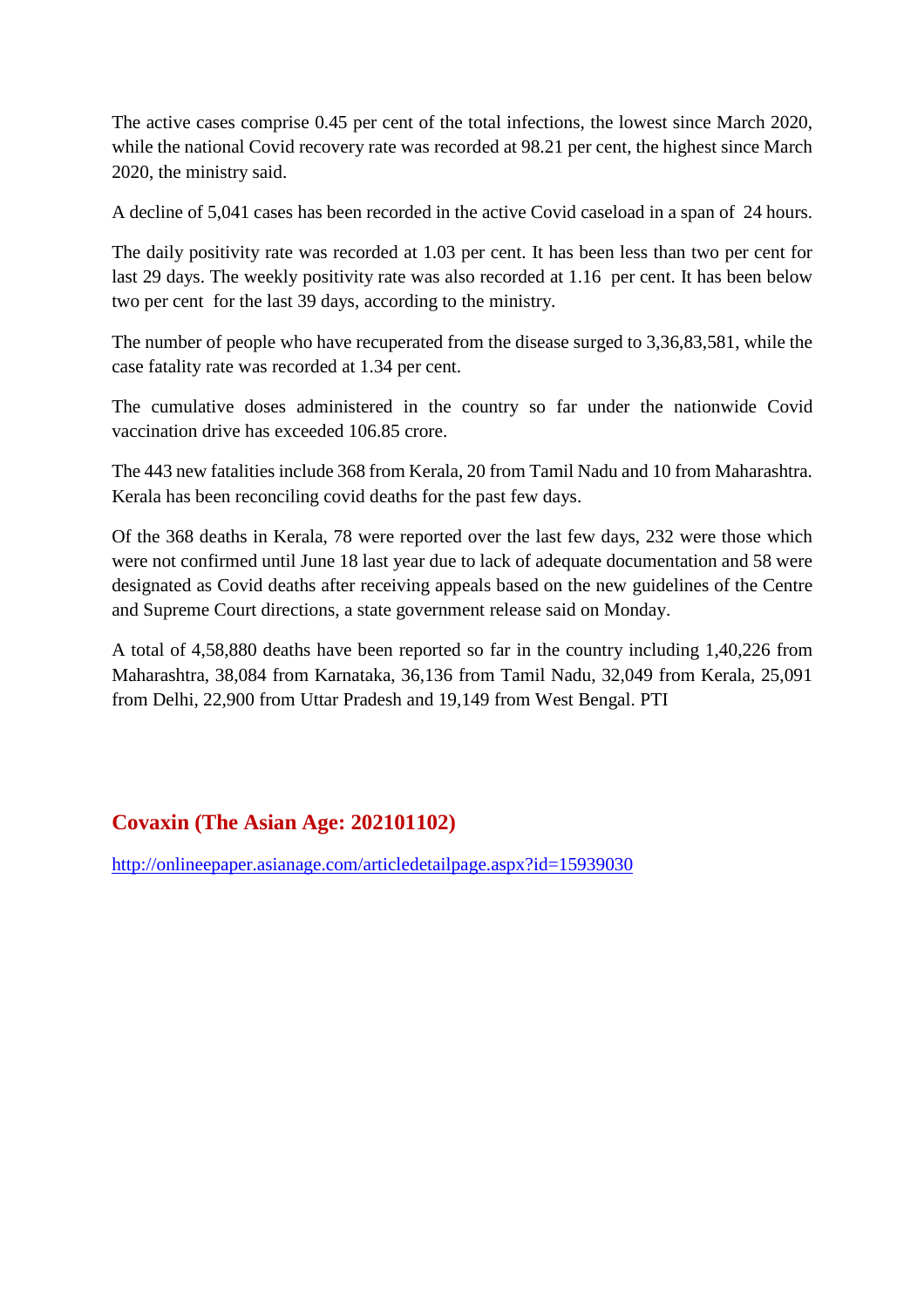The active cases comprise 0.45 per cent of the total infections, the lowest since March 2020, while the national Covid recovery rate was recorded at 98.21 per cent, the highest since March 2020, the ministry said.

A decline of 5,041 cases has been recorded in the active Covid caseload in a span of 24 hours.

The daily positivity rate was recorded at 1.03 per cent. It has been less than two per cent for last 29 days. The weekly positivity rate was also recorded at 1.16 per cent. It has been below two per cent for the last 39 days, according to the ministry.

The number of people who have recuperated from the disease surged to 3,36,83,581, while the case fatality rate was recorded at 1.34 per cent.

The cumulative doses administered in the country so far under the nationwide Covid vaccination drive has exceeded 106.85 crore.

The 443 new fatalities include 368 from Kerala, 20 from Tamil Nadu and 10 from Maharashtra. Kerala has been reconciling covid deaths for the past few days.

Of the 368 deaths in Kerala, 78 were reported over the last few days, 232 were those which were not confirmed until June 18 last year due to lack of adequate documentation and 58 were designated as Covid deaths after receiving appeals based on the new guidelines of the Centre and Supreme Court directions, a state government release said on Monday.

A total of 4,58,880 deaths have been reported so far in the country including 1,40,226 from Maharashtra, 38,084 from Karnataka, 36,136 from Tamil Nadu, 32,049 from Kerala, 25,091 from Delhi, 22,900 from Uttar Pradesh and 19,149 from West Bengal. PTI

## Covaxin (The Asian Age: 202101102)

http://onlineepaper.asianage.com/articledetailpage.aspx?id=15939030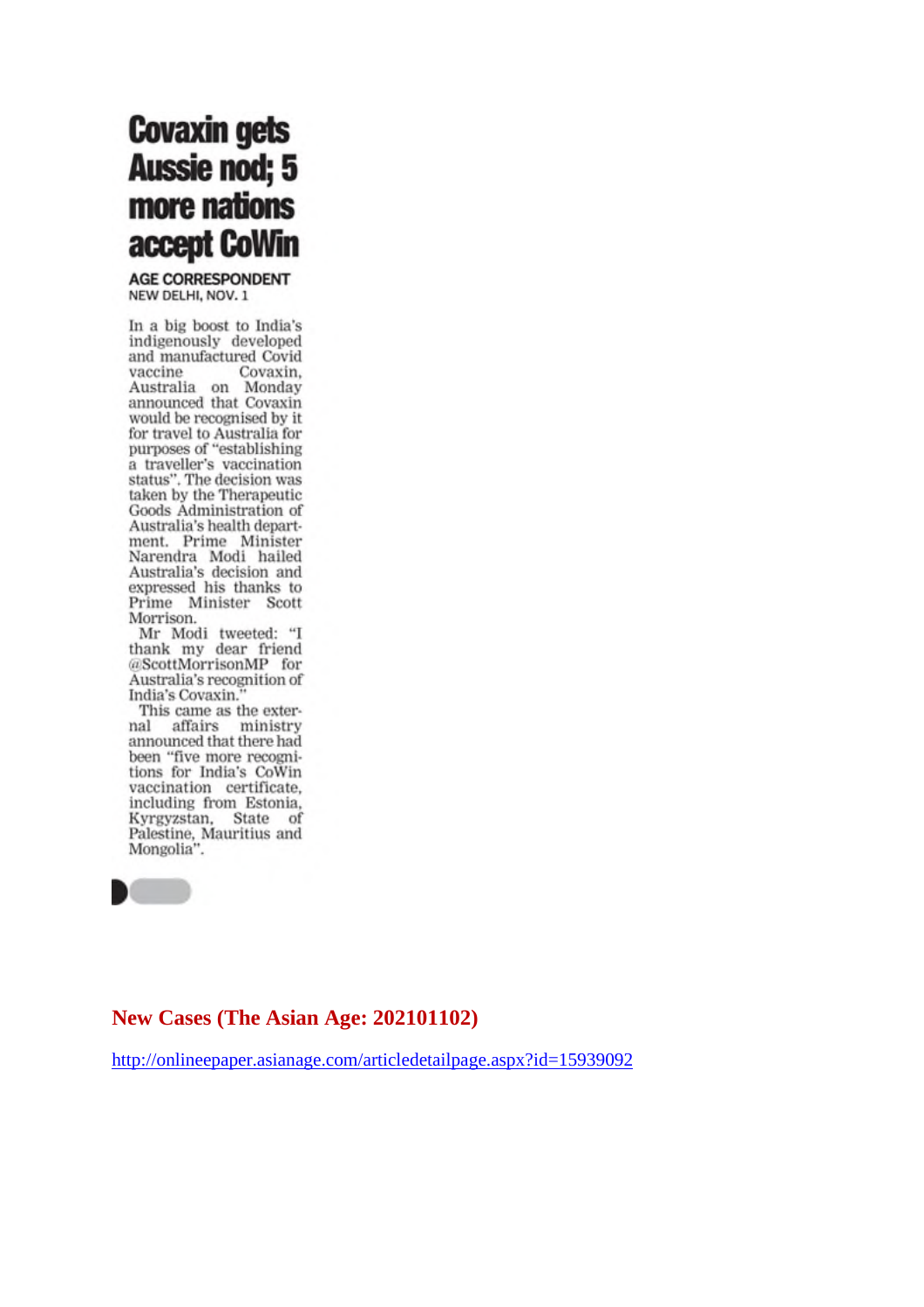# Covaxin gets Aussie nod; 5 more nations accept CoWin

**AGE CORRESPONDENT**
NEW DELHI, NOV. 1

In a big boost to India's indigenously developed and manufactured Covid vaccine Covaxin, Australia on Monday announced that Covaxin would be recognised by it for travel to Australia for purposes of "establishing a traveller's vaccination status". The decision was taken by the Therapeutic Goods Administration of Australia's health department. Prime Minister Narendra Modi hailed Australia's decision and expressed his thanks to Prime Minister Scott Morrison.

Mr Modi tweeted: "I thank my dear friend @ScottMorrisonMP for Australia's recognition of India's Covaxin."

This came as the external affairs ministry announced that there had been "five more recognitions for India's CoWin vaccination certificate, including from Estonia, Kyrgyzstan, State of Palestine, Mauritius and Mongolia".

## New Cases (The Asian Age: 202101102)

http://onlineepaper.asianage.com/articledetailpage.aspx?id=15939092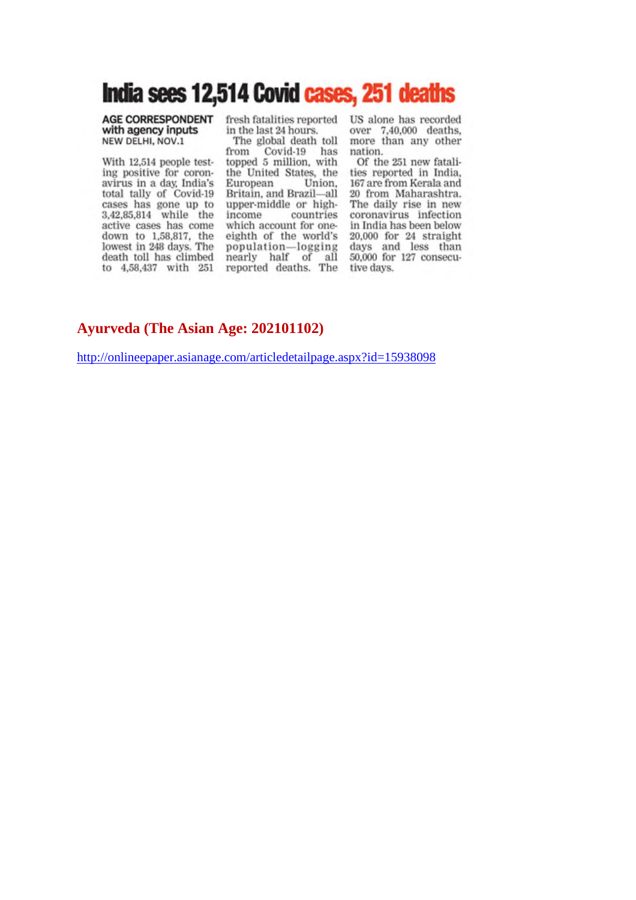# India sees 12,514 Covid cases, 251 deaths

**AGE CORRESPONDENT with agency inputs**
NEW DELHI, NOV.1

With 12,514 people testing positive for coronavirus in a day, India's total tally of Covid-19 cases has gone up to 3,42,85,814 while the active cases has come down to 1,58,817, the lowest in 248 days. The death toll has climbed to 4,58,437 with 251 fresh fatalities reported in the last 24 hours.

The global death toll from Covid-19 has topped 5 million, with the United States, the European Union, Britain, and Brazil—all upper-middle or high-income countries which account for one-eighth of the world's population—logging nearly half of all reported deaths. The US alone has recorded over 7,40,000 deaths, more than any other nation.

Of the 251 new fatalities reported in India, 167 are from Kerala and 20 from Maharashtra. The daily rise in new coronavirus infection in India has been below 20,000 for 24 straight days and less than 50,000 for 127 consecutive days.

## Ayurveda (The Asian Age: 202101102)

http://onlineepaper.asianage.com/articledetailpage.aspx?id=15938098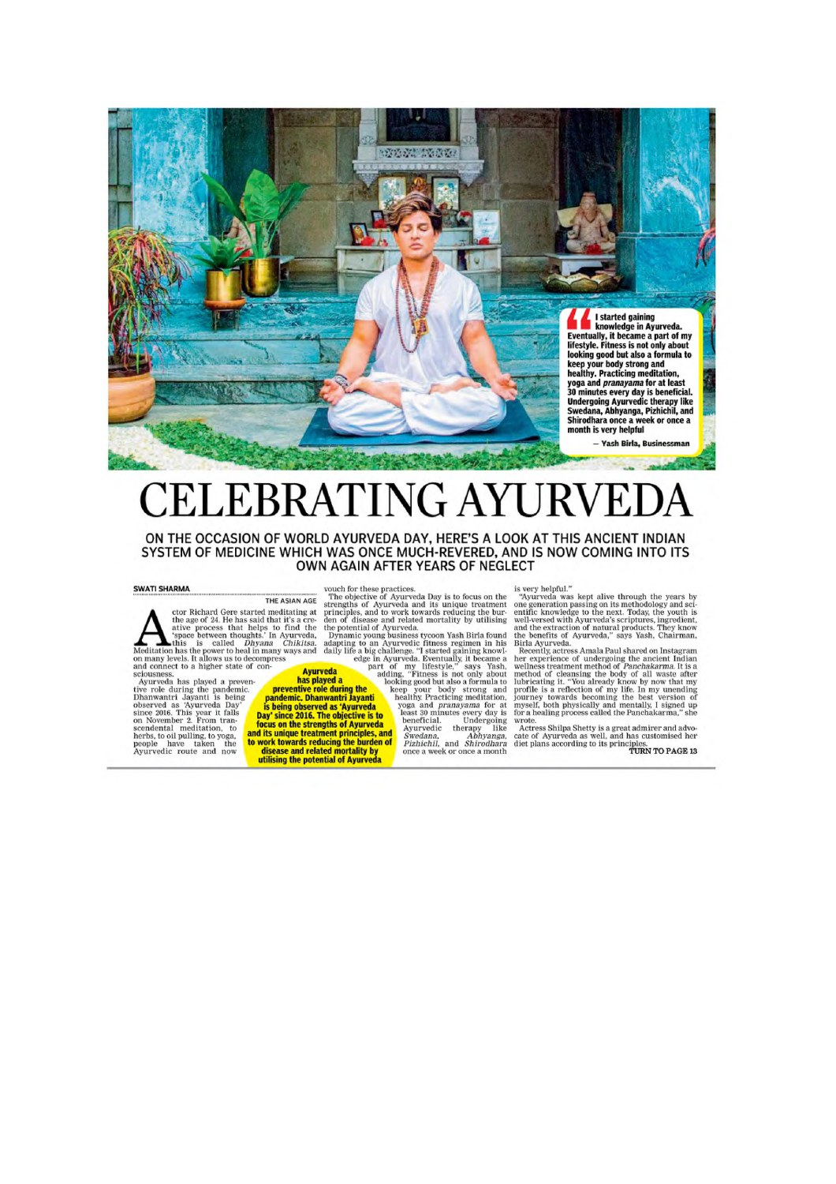> I started gaining knowledge in Ayurveda. Eventually, it became a part of my lifestyle. Fitness is not only about looking good but also a formula to keep your body strong and healthy. Practicing meditation, yoga and *pranayama* for at least 30 minutes every day is beneficial. Undergoing Ayurvedic therapy like Swedana, Abhyanga, Pizhichil, and Shirodhara once a week or once a month is very helpful
>
> — Yash Birla, Businessman

# CELEBRATING AYURVEDA

## ON THE OCCASION OF WORLD AYURVEDA DAY, HERE'S A LOOK AT THIS ANCIENT INDIAN SYSTEM OF MEDICINE WHICH WAS ONCE MUCH-REVERED, AND IS NOW COMING INTO ITS OWN AGAIN AFTER YEARS OF NEGLECT

**SWATI SHARMA**
THE ASIAN AGE

Actor Richard Gere started meditating at the age of 24. He has said that it's a creative process that helps to find the 'space between thoughts.' In Ayurveda, this is called *Dhyana Chikitsa*. Meditation has the power to heal in many ways and on many levels. It allows us to decompress and connect to a higher state of consciousness.

Ayurveda has played a preventive role during the pandemic. Dhanwantri Jayanti is being observed as 'Ayurveda Day' since 2016. This year it falls on November 2. From transcendental meditation, to herbs, to oil pulling, to yoga, people have taken the Ayurvedic route and now vouch for these practices.

The objective of Ayurveda Day is to focus on the strengths of Ayurveda and its unique treatment principles, and to work towards reducing the burden of disease and related mortality by utilising the potential of Ayurveda.

> **Ayurveda has played a preventive role during the pandemic. Dhanwantri Jayanti is being observed as 'Ayurveda Day' since 2016. The objective is to focus on the strengths of Ayurveda and its unique treatment principles, and to work towards reducing the burden of disease and related mortality by utilising the potential of Ayurveda**

Dynamic young business tycoon Yash Birla found adapting to an Ayurvedic fitness regimen in his daily life a big challenge. "I started gaining knowledge in Ayurveda. Eventually, it became a part of my lifestyle," says Yash, adding, "Fitness is not only about looking good but also a formula to keep your body strong and healthy. Practicing meditation, yoga and *pranayama* for at least 30 minutes every day is beneficial. Undergoing Ayurvedic therapy like *Swedana*, *Abhyanga*, *Pizhichil*, and *Shirodhara* once a week or once a month is very helpful."

"Ayurveda was kept alive through the years by one generation passing on its methodology and scientific knowledge to the next. Today, the youth is well-versed with Ayurveda's scriptures, ingredient, and the extraction of natural products. They know the benefits of Ayurveda," says Yash, Chairman, Birla Ayurveda.

Recently, actress Amala Paul shared on Instagram her experience of undergoing the ancient Indian wellness treatment method of *Panchakarma*. It is a method of cleansing the body of all waste after lubricating it. "You already know by now that my profile is a reflection of my life. In my unending journey towards becoming the best version of myself, both physically and mentally, I signed up for a healing process called the Panchakarma," she wrote.

Actress Shilpa Shetty is a great admirer and advocate of Ayurveda as well, and has customised her diet plans according to its principles.

**TURN TO PAGE 13**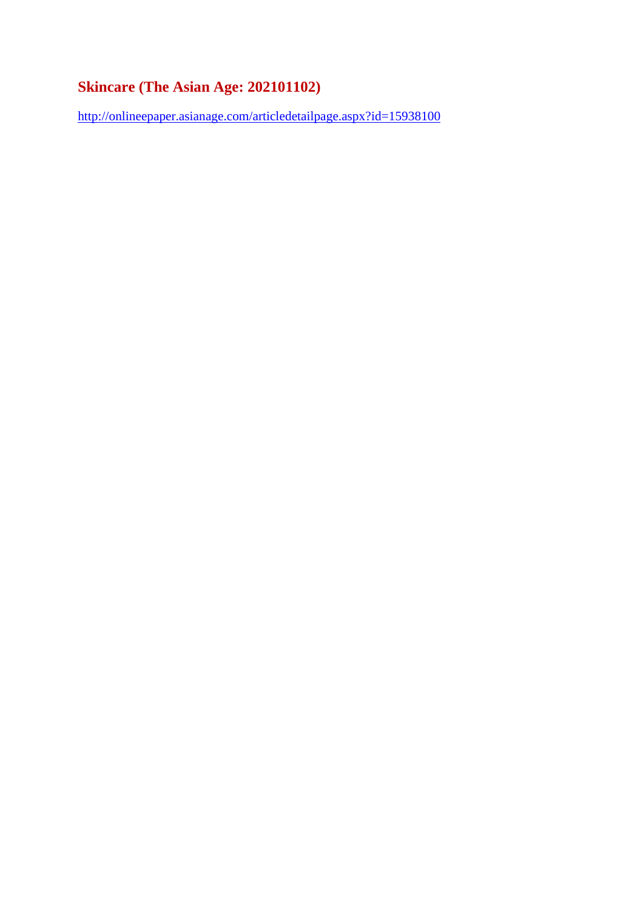## Skincare (The Asian Age: 202101102)

http://onlineepaper.asianage.com/articledetailpage.aspx?id=15938100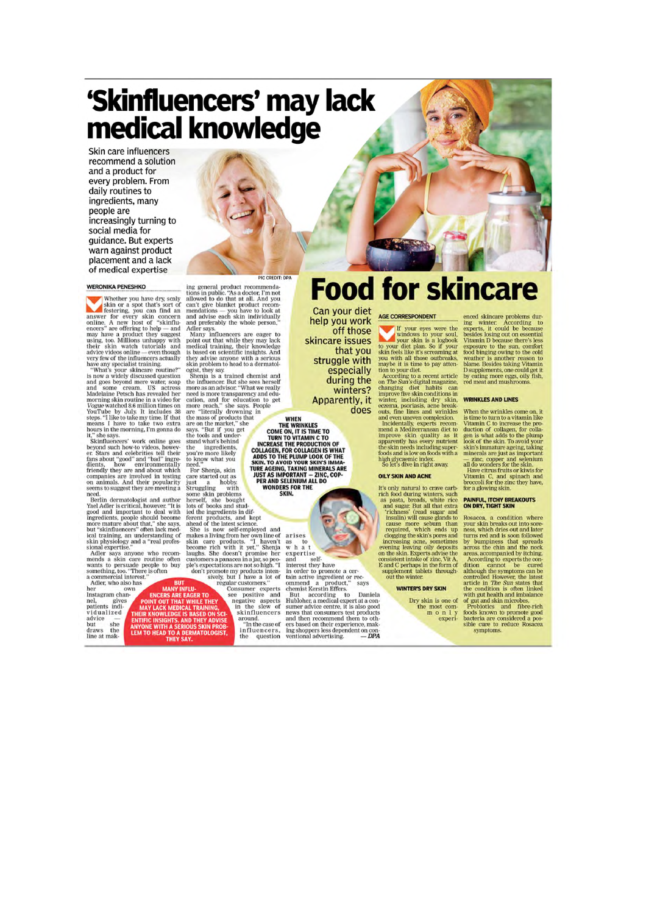# 'Skinfluencers' may lack medical knowledge

Skin care influencers recommend a solution and a product for every problem. From daily routines to ingredients, many people are increasingly turning to social media for guidance. But experts warn against product placement and a lack of medical expertise

PIC CREDIT: DPA

WERONIKA PENESHKO

Whether you have dry, scaly skin or a spot that's sort of festering, you can find an answer for every skin concern online. A new host of "skinfluencers" are offering to help — and may have a product they suggest using, too. Millions unhappy with their skin watch tutorials and advice videos online — even though very few of the influencers actually have any specialist training.

"What's your skincare routine?" is now a widely discussed question and goes beyond mere water, soap and some cream. US actress Madelaine Petsch has revealed her morning skin routine in a video for *Vogue* watched 8.6 million times on YouTube by July. It includes 38 steps. "I like to take my time. If that means I have to take two extra hours in the morning, I'm gonna do it," she says.

Skinfluencers' work online goes beyond such how-to videos, however. Stars and celebrities tell their fans about "good" and "bad" ingredients, how environmentally friendly they are and about which companies are involved in testing on animals. And their popularity seems to suggest they are meeting a need.

Berlin dermatologist and author Yael Adler is critical, however. "It is good and important to deal with ingredients, people should become more mature about that," she says, but "skinfluencers" often lack medical training, an understanding of skin physiology and a "real professional expertise."

Adler says anyone who recommends a skin care routine often wants to persuade people to buy something, too. "There is often a commercial interest."

Adler, who also has her own Instagram channel, gives patients individualized advice — but she draws the line at making general product recommendations in public. "As a doctor, I'm not allowed to do that at all. And you can't give blanket product recommendations — you have to look at and advise each skin individually and preferably the whole person," Adler says.

Many influencers are eager to point out that while they may lack medical training, their knowledge is based on scientific insights. And they advise anyone with a serious skin problem to head to a dermatologist, they say.

Shenja is a trained chemist and the influencer. But she sees herself more as an advisor. "What we really need is more transparency and education, and for education to get more reach," she says. People are "literally drowning in the mass of products that are on the market," she says. "But if you get the tools and understand what's behind the ingredients, you're more likely to know what you need."

For Shenja, skin care started out as just a hobby. Struggling with some skin problems herself, she bought lots of books and studied the ingredients in different products, and kept ahead of the latest science.

She is now self-employed and makes a living from her own line of skin care products. "I haven't become rich with it yet," Shenja laughs. She doesn't promise her customers a panacea in a jar, so people's expectations are not so high. "I don't promote my products intensively, but I have a lot of regular customers."

Consumer experts see positive and negative aspects in the slew of skinfluencers around.

"In the case of influencers, the question arises as to what expertise and self-interest they have in order to promote a certain active ingredient or recommend a product," says chemist Kerstin Effers.

But according to Daniela Hubloher, a medical expert at a consumer advice centre, it is also good news that consumers test products and then recommend them to others based on their experience, making shoppers less dependent on conventional advertising. — *DPA*

**BUT MANY INFLUENCERS ARE EAGER TO POINT OUT THAT WHILE THEY MAY LACK MEDICAL TRAINING, THEIR KNOWLEDGE IS BASED ON SCIENTIFIC INSIGHTS. AND THEY ADVISE ANYONE WITH A SERIOUS SKIN PROBLEM TO HEAD TO A DERMATOLOGIST, THEY SAY.**

# Food for skincare

Can your diet help you work off those skincare issues that you struggle with especially during the winters? Apparently, it does

AGE CORRESPONDENT

If your eyes were the windows to your soul, your skin is a logbook to your diet plan. So if your skin feels like it's screaming at you with all those outbreaks, maybe it is time to pay attention to your diet.

According to a recent article on *The Sun's* digital magazine, changing diet habits can improve five skin conditions in winter, including dry skin, eczema, psoriasis, acne breakouts, fine lines and wrinkles and even uneven complexion.

Incidentally, experts recommend a Mediterranean diet to improve skin quality as it apparently has every nutrient the skin needs including superfoods and is low on foods with a high glycaemic index.

So let's dive in right away.

### OILY SKIN AND ACNE

It's only natural to crave carb-rich food during winters, such as pasta, breads, white rice and sugar. But all that extra 'richness' (read sugar and insulin) will cause glands to cause more sebum than required, which ends up clogging the skin's pores and increasing acne, sometimes evening leaving oily deposits on the skin. Experts advise the consistent intake of zinc, Vit A, E and C perhaps in the form of supplement tablets throughout the winter.

### WINTER'S DRY SKIN

Dry skin is one of the most commonly experienced skincare problems during winter. According to experts, it could be because Vitamin D because there's less exposure to the sun, comfort food binging owing to the cold weather is another reason to blame. Besides taking Vitamin D supplements, one could get it by eating more eggs, oily fish, red meat and mushrooms.

### WRINKLES AND LINES

When the wrinkles come on, it is time to turn to a vitamin like Vitamin C to increase the production of collagen, for collagen is what adds to the plump look of the skin. To avoid your skin's immature ageing, taking minerals are just as important — zinc, copper and selenium all do wonders for the skin.

Have citrus fruits or kiwis for Vitamin C, and spinach and broccoli for the zinc they have, for a glowing skin.

### PAINFUL, ITCHY BREAKOUTS ON DRY, TIGHT SKIN

Rosacea, a condition where your skin breaks out into soreness, which dries out and later turns red and is soon followed by bumpiness that spreads across the chin and the neck areas, accompanied by itching.

According to experts the condition cannot be cured although the symptoms can be controlled However, the latest article in *The Sun* states that the condition is often linked with gut health and imbalance of gut and skin microbes.

Probiotics and fibre-rich foods known to promote good bacteria are considered a possible cure to reduce Rosacea symptoms.

**WHEN THE WRINKLES COME ON, IT IS TIME TO TURN TO VITAMIN C TO INCREASE THE PRODUCTION OF COLLAGEN, FOR COLLAGEN IS WHAT ADDS TO THE PLUMP LOOK OF THE SKIN. TO AVOID YOUR SKIN'S IMMATURE AGEING, TAKING MINERALS ARE JUST AS IMPORTANT — ZINC, COPPER AND SELENIUM ALL DO WONDERS FOR THE SKIN.**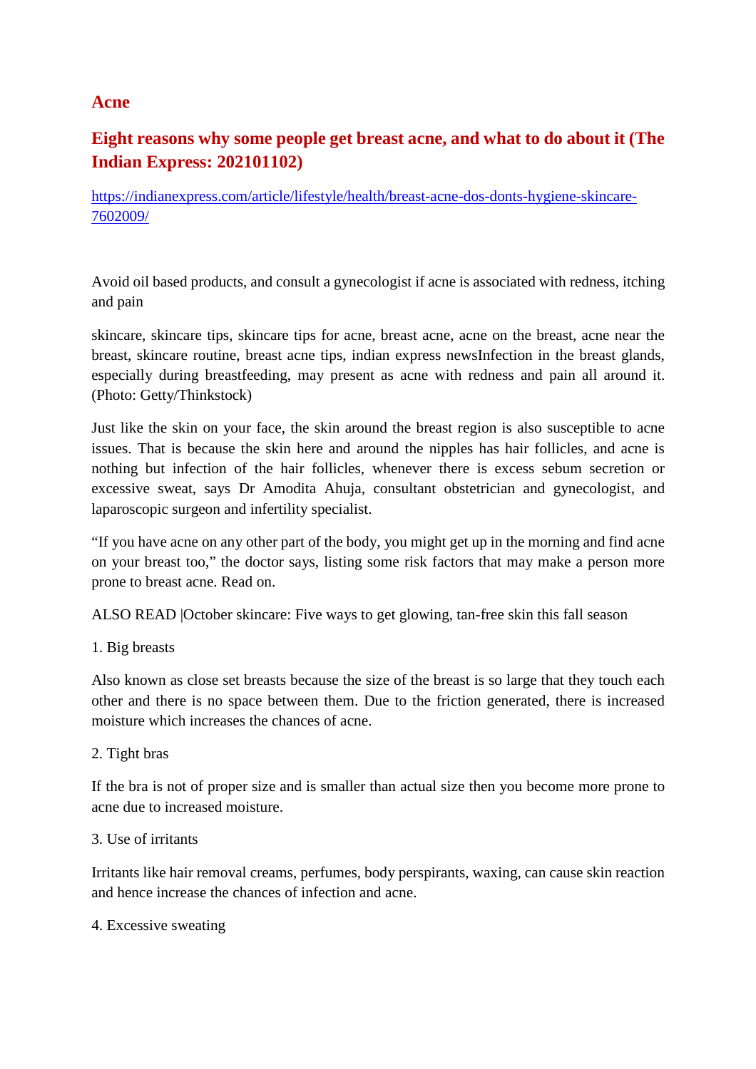## Acne

## Eight reasons why some people get breast acne, and what to do about it (The Indian Express: 202101102)

[https://indianexpress.com/article/lifestyle/health/breast-acne-dos-donts-hygiene-skincare-7602009/](https://indianexpress.com/article/lifestyle/health/breast-acne-dos-donts-hygiene-skincare-7602009/)

Avoid oil based products, and consult a gynecologist if acne is associated with redness, itching and pain

skincare, skincare tips, skincare tips for acne, breast acne, acne on the breast, acne near the breast, skincare routine, breast acne tips, indian express newsInfection in the breast glands, especially during breastfeeding, may present as acne with redness and pain all around it. (Photo: Getty/Thinkstock)

Just like the skin on your face, the skin around the breast region is also susceptible to acne issues. That is because the skin here and around the nipples has hair follicles, and acne is nothing but infection of the hair follicles, whenever there is excess sebum secretion or excessive sweat, says Dr Amodita Ahuja, consultant obstetrician and gynecologist, and laparoscopic surgeon and infertility specialist.

"If you have acne on any other part of the body, you might get up in the morning and find acne on your breast too," the doctor says, listing some risk factors that may make a person more prone to breast acne. Read on.

ALSO READ |October skincare: Five ways to get glowing, tan-free skin this fall season

1. Big breasts

Also known as close set breasts because the size of the breast is so large that they touch each other and there is no space between them. Due to the friction generated, there is increased moisture which increases the chances of acne.

2. Tight bras

If the bra is not of proper size and is smaller than actual size then you become more prone to acne due to increased moisture.

3. Use of irritants

Irritants like hair removal creams, perfumes, body perspirants, waxing, can cause skin reaction and hence increase the chances of infection and acne.

4. Excessive sweating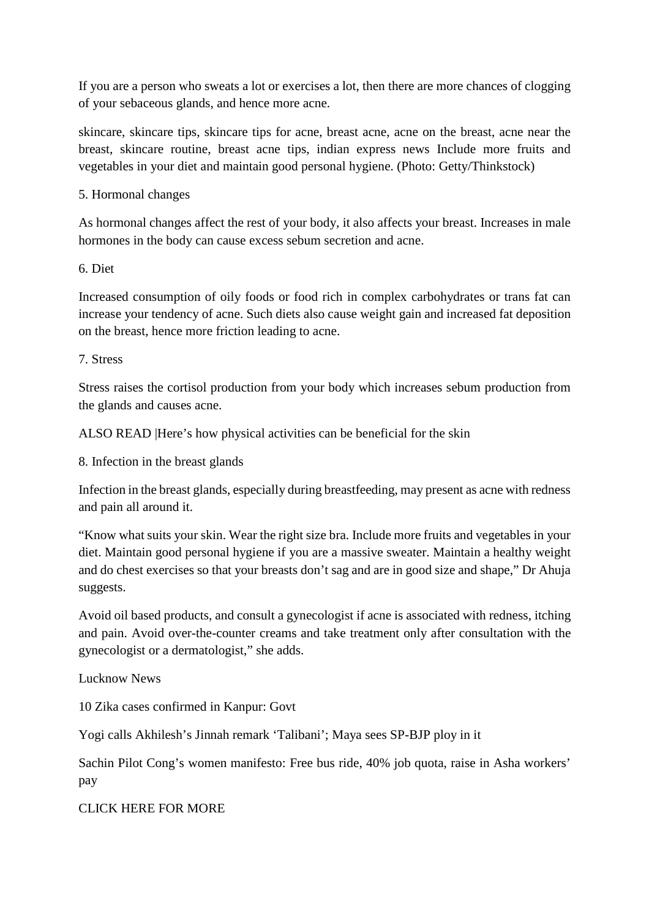If you are a person who sweats a lot or exercises a lot, then there are more chances of clogging of your sebaceous glands, and hence more acne.

skincare, skincare tips, skincare tips for acne, breast acne, acne on the breast, acne near the breast, skincare routine, breast acne tips, indian express news Include more fruits and vegetables in your diet and maintain good personal hygiene. (Photo: Getty/Thinkstock)

5. Hormonal changes

As hormonal changes affect the rest of your body, it also affects your breast. Increases in male hormones in the body can cause excess sebum secretion and acne.

6. Diet

Increased consumption of oily foods or food rich in complex carbohydrates or trans fat can increase your tendency of acne. Such diets also cause weight gain and increased fat deposition on the breast, hence more friction leading to acne.

7. Stress

Stress raises the cortisol production from your body which increases sebum production from the glands and causes acne.

ALSO READ |Here's how physical activities can be beneficial for the skin

8. Infection in the breast glands

Infection in the breast glands, especially during breastfeeding, may present as acne with redness and pain all around it.

"Know what suits your skin. Wear the right size bra. Include more fruits and vegetables in your diet. Maintain good personal hygiene if you are a massive sweater. Maintain a healthy weight and do chest exercises so that your breasts don't sag and are in good size and shape," Dr Ahuja suggests.

Avoid oil based products, and consult a gynecologist if acne is associated with redness, itching and pain. Avoid over-the-counter creams and take treatment only after consultation with the gynecologist or a dermatologist," she adds.

Lucknow News

10 Zika cases confirmed in Kanpur: Govt

Yogi calls Akhilesh's Jinnah remark 'Talibani'; Maya sees SP-BJP ploy in it

Sachin Pilot Cong's women manifesto: Free bus ride, 40% job quota, raise in Asha workers' pay

CLICK HERE FOR MORE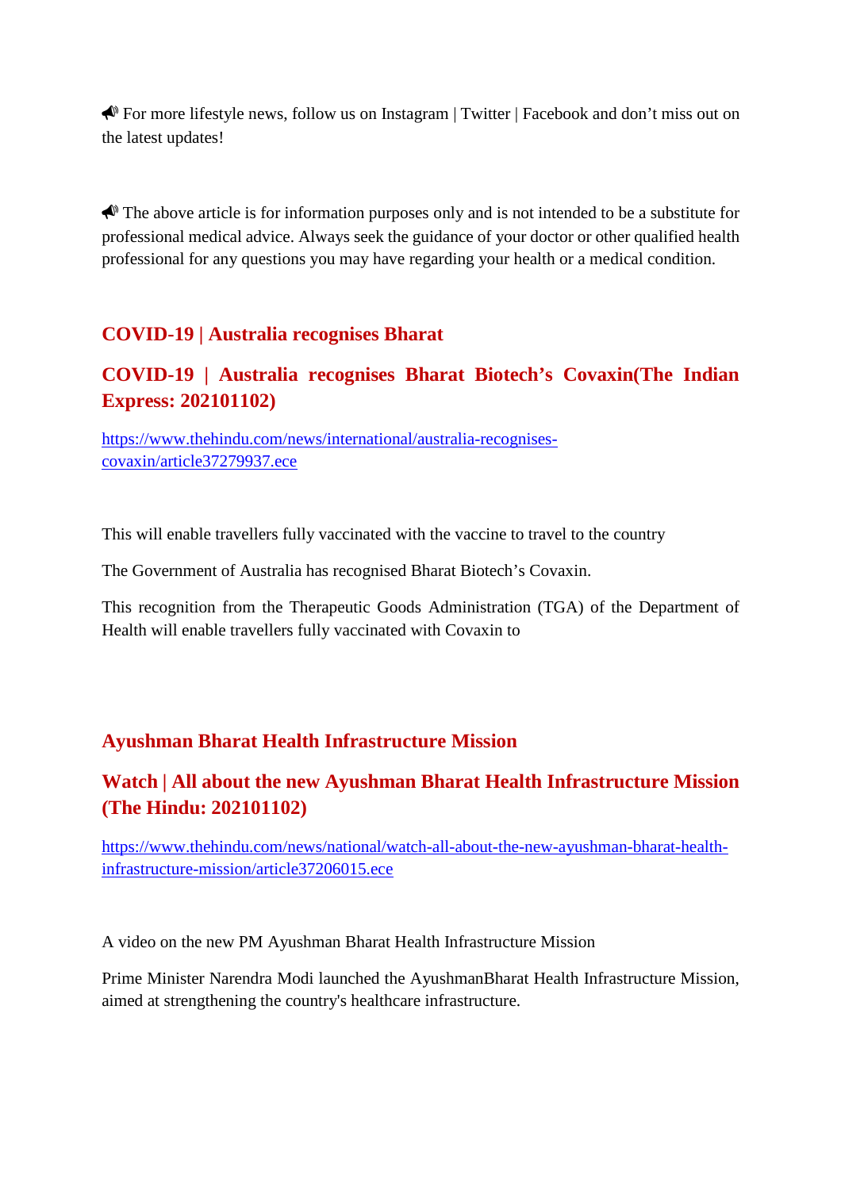📢 For more lifestyle news, follow us on Instagram | Twitter | Facebook and don't miss out on the latest updates!

📢 The above article is for information purposes only and is not intended to be a substitute for professional medical advice. Always seek the guidance of your doctor or other qualified health professional for any questions you may have regarding your health or a medical condition.

## COVID-19 | Australia recognises Bharat

## COVID-19 | Australia recognises Bharat Biotech's Covaxin(The Indian Express: 202101102)

https://www.thehindu.com/news/international/australia-recognises-covaxin/article37279937.ece

This will enable travellers fully vaccinated with the vaccine to travel to the country

The Government of Australia has recognised Bharat Biotech's Covaxin.

This recognition from the Therapeutic Goods Administration (TGA) of the Department of Health will enable travellers fully vaccinated with Covaxin to

## Ayushman Bharat Health Infrastructure Mission

## Watch | All about the new Ayushman Bharat Health Infrastructure Mission (The Hindu: 202101102)

https://www.thehindu.com/news/national/watch-all-about-the-new-ayushman-bharat-health-infrastructure-mission/article37206015.ece

A video on the new PM Ayushman Bharat Health Infrastructure Mission

Prime Minister Narendra Modi launched the AyushmanBharat Health Infrastructure Mission, aimed at strengthening the country's healthcare infrastructure.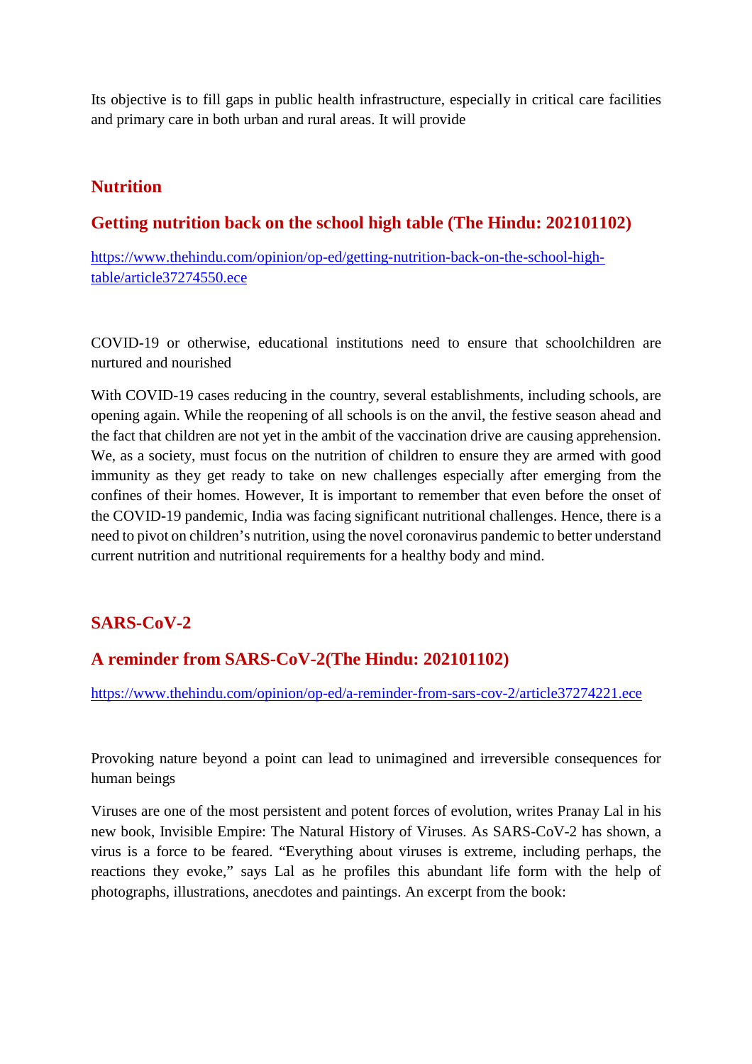Its objective is to fill gaps in public health infrastructure, especially in critical care facilities and primary care in both urban and rural areas. It will provide

## Nutrition

### Getting nutrition back on the school high table (The Hindu: 202101102)

https://www.thehindu.com/opinion/op-ed/getting-nutrition-back-on-the-school-high-table/article37274550.ece

COVID-19 or otherwise, educational institutions need to ensure that schoolchildren are nurtured and nourished

With COVID-19 cases reducing in the country, several establishments, including schools, are opening again. While the reopening of all schools is on the anvil, the festive season ahead and the fact that children are not yet in the ambit of the vaccination drive are causing apprehension. We, as a society, must focus on the nutrition of children to ensure they are armed with good immunity as they get ready to take on new challenges especially after emerging from the confines of their homes. However, It is important to remember that even before the onset of the COVID-19 pandemic, India was facing significant nutritional challenges. Hence, there is a need to pivot on children's nutrition, using the novel coronavirus pandemic to better understand current nutrition and nutritional requirements for a healthy body and mind.

## SARS-CoV-2

### A reminder from SARS-CoV-2(The Hindu: 202101102)

https://www.thehindu.com/opinion/op-ed/a-reminder-from-sars-cov-2/article37274221.ece

Provoking nature beyond a point can lead to unimagined and irreversible consequences for human beings

Viruses are one of the most persistent and potent forces of evolution, writes Pranay Lal in his new book, Invisible Empire: The Natural History of Viruses. As SARS-CoV-2 has shown, a virus is a force to be feared. "Everything about viruses is extreme, including perhaps, the reactions they evoke," says Lal as he profiles this abundant life form with the help of photographs, illustrations, anecdotes and paintings. An excerpt from the book: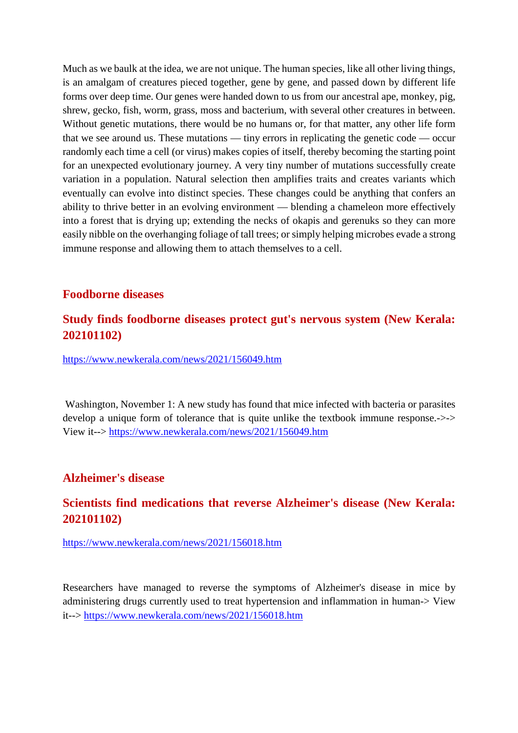Much as we baulk at the idea, we are not unique. The human species, like all other living things, is an amalgam of creatures pieced together, gene by gene, and passed down by different life forms over deep time. Our genes were handed down to us from our ancestral ape, monkey, pig, shrew, gecko, fish, worm, grass, moss and bacterium, with several other creatures in between. Without genetic mutations, there would be no humans or, for that matter, any other life form that we see around us. These mutations — tiny errors in replicating the genetic code — occur randomly each time a cell (or virus) makes copies of itself, thereby becoming the starting point for an unexpected evolutionary journey. A very tiny number of mutations successfully create variation in a population. Natural selection then amplifies traits and creates variants which eventually can evolve into distinct species. These changes could be anything that confers an ability to thrive better in an evolving environment — blending a chameleon more effectively into a forest that is drying up; extending the necks of okapis and gerenuks so they can more easily nibble on the overhanging foliage of tall trees; or simply helping microbes evade a strong immune response and allowing them to attach themselves to a cell.

## Foodborne diseases

### Study finds foodborne diseases protect gut's nervous system (New Kerala: 202101102)

https://www.newkerala.com/news/2021/156049.htm

Washington, November 1: A new study has found that mice infected with bacteria or parasites develop a unique form of tolerance that is quite unlike the textbook immune response.->-> View it--> https://www.newkerala.com/news/2021/156049.htm

## Alzheimer's disease

### Scientists find medications that reverse Alzheimer's disease (New Kerala: 202101102)

https://www.newkerala.com/news/2021/156018.htm

Researchers have managed to reverse the symptoms of Alzheimer's disease in mice by administering drugs currently used to treat hypertension and inflammation in human-> View it--> https://www.newkerala.com/news/2021/156018.htm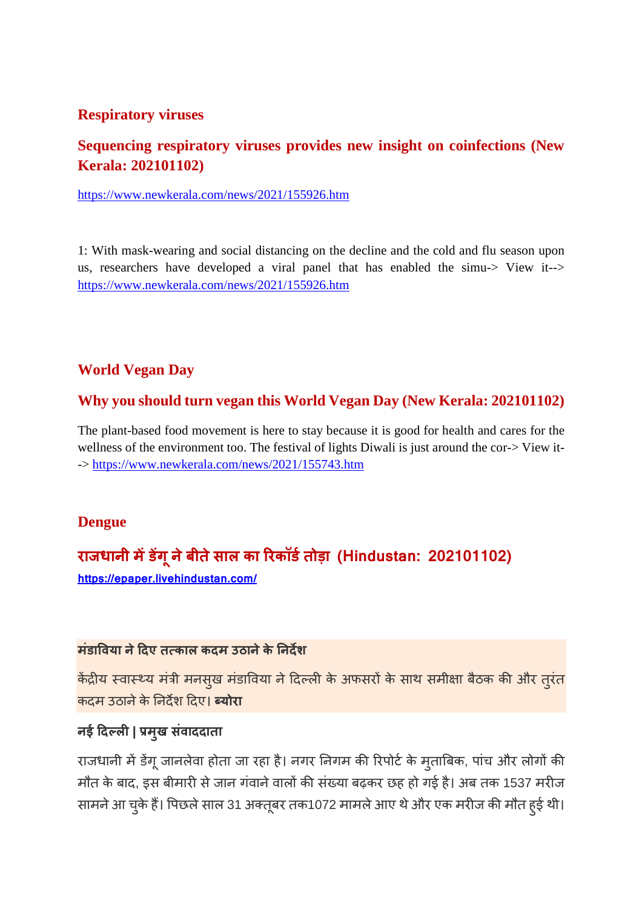## Respiratory viruses

### Sequencing respiratory viruses provides new insight on coinfections (New Kerala: 202101102)

https://www.newkerala.com/news/2021/155926.htm

1: With mask-wearing and social distancing on the decline and the cold and flu season upon us, researchers have developed a viral panel that has enabled the simu-> View it--> https://www.newkerala.com/news/2021/155926.htm

## World Vegan Day

### Why you should turn vegan this World Vegan Day (New Kerala: 202101102)

The plant-based food movement is here to stay because it is good for health and cares for the wellness of the environment too. The festival of lights Diwali is just around the cor-> View it--> https://www.newkerala.com/news/2021/155743.htm

## Dengue

### राजधानी में डेंगू ने बीते साल का रिकॉर्ड तोड़ा (Hindustan: 202101102)

https://epaper.livehindustan.com/

**मंडाविया ने दिए तत्काल कदम उठाने के निर्देश**

केंद्रीय स्वास्थ्य मंत्री मनसुख मंडाविया ने दिल्ली के अफसरों के साथ समीक्षा बैठक की और तुरंत कदम उठाने के निर्देश दिए। **ब्योरा**

**नई दिल्ली | प्रमुख संवाददाता**

राजधानी में डेंगू जानलेवा होता जा रहा है। नगर निगम की रिपोर्ट के मुताबिक, पांच और लोगों की मौत के बाद, इस बीमारी से जान गंवाने वालों की संख्या बढ़कर छह हो गई है। अब तक 1537 मरीज सामने आ चुके हैं। पिछले साल 31 अक्तूबर तक1072 मामले आए थे और एक मरीज की मौत हुई थी।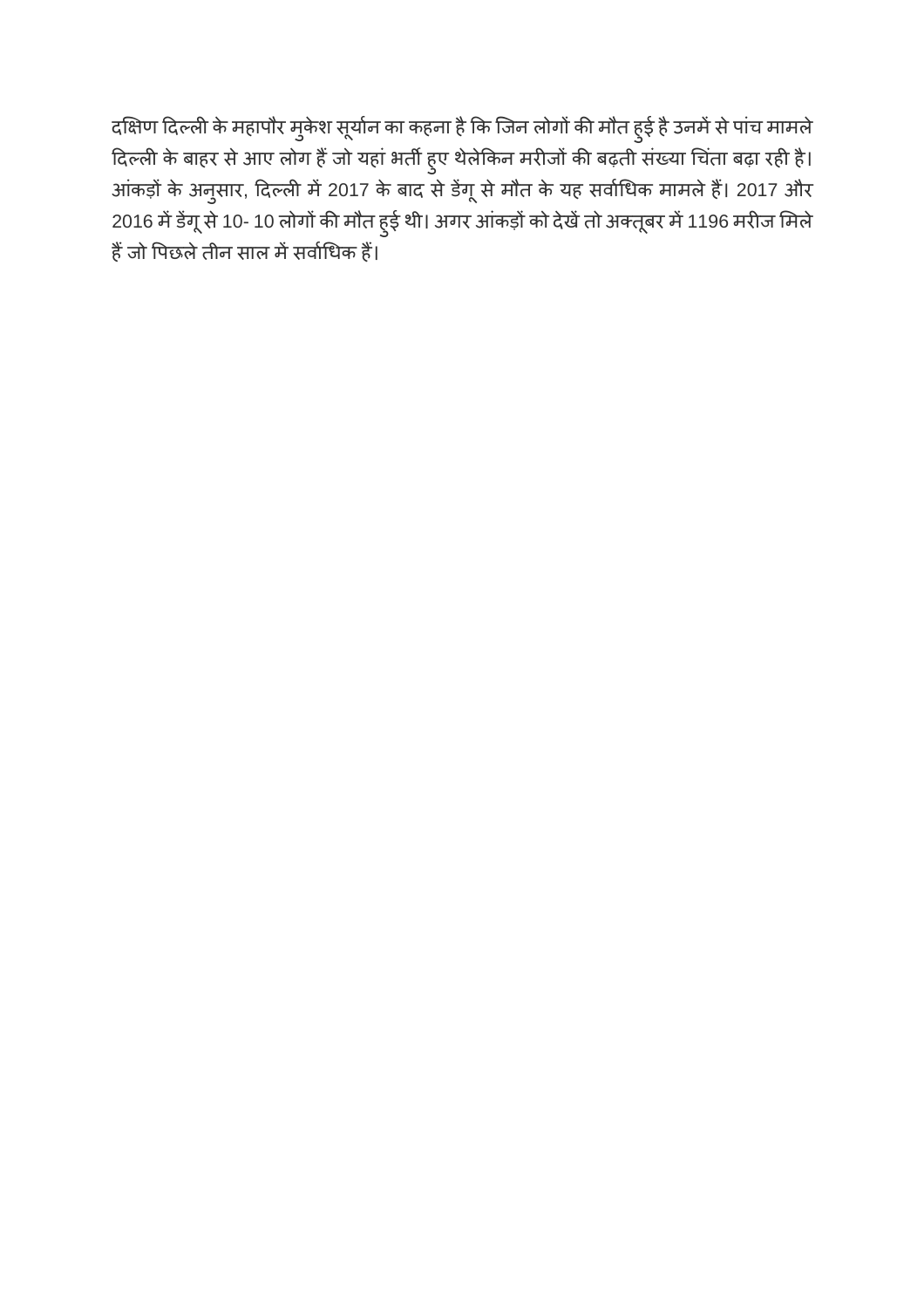दक्षिण दिल्ली के महापौर मुकेश सूर्यान का कहना है कि जिन लोगों की मौत हुई है उनमें से पांच मामले दिल्ली के बाहर से आए लोग हैं जो यहां भर्ती हुए थेलेकिन मरीजों की बढ़ती संख्या चिंता बढ़ा रही है। आंकड़ों के अनुसार, दिल्ली में 2017 के बाद से डेंगू से मौत के यह सर्वाधिक मामले हैं। 2017 और 2016 में डेंगू से 10- 10 लोगों की मौत हुई थी। अगर आंकड़ों को देखें तो अक्तूबर में 1196 मरीज मिले हैं जो पिछले तीन साल में सर्वाधिक हैं।